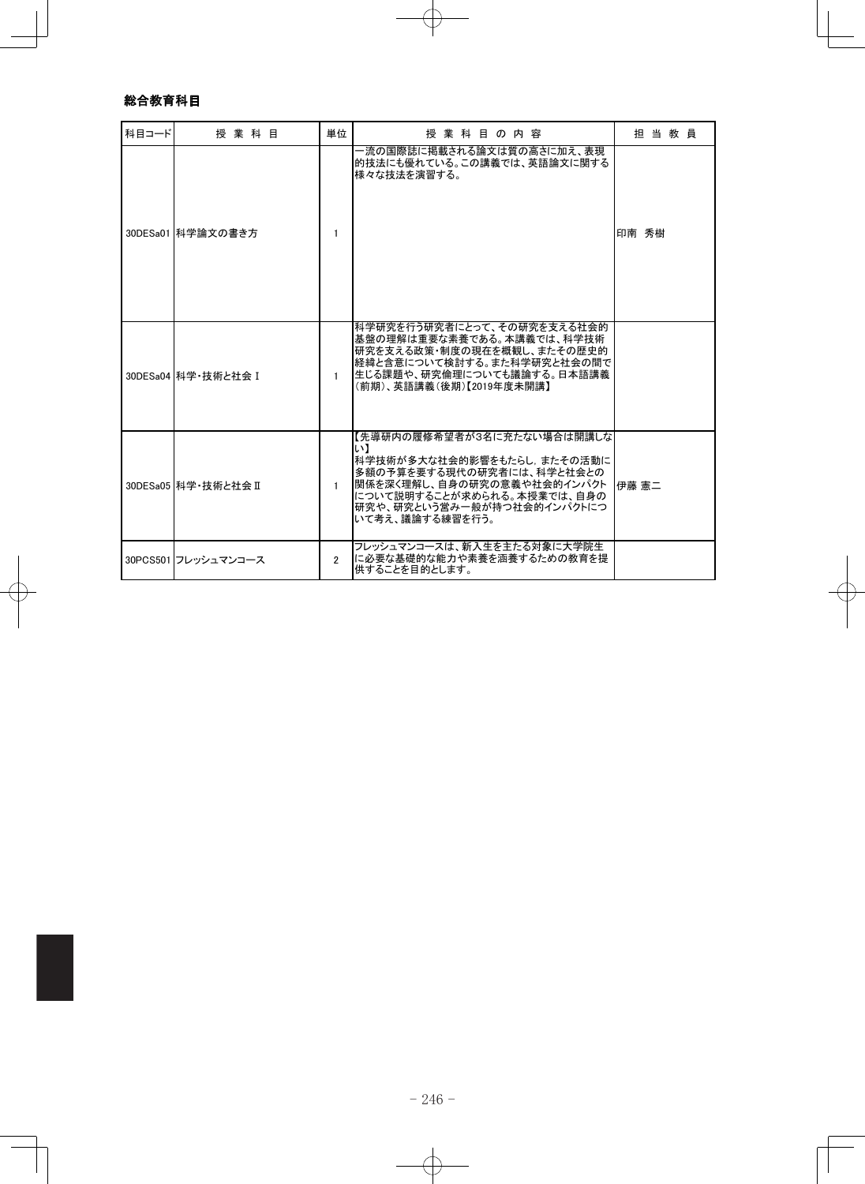### 総合教育科目

| 科目コード | 授 業 科 目 | 単位 | 授 業 科 目 の 内 容 | 担 当 教 員 |
|---|---|---|---|---|
| 30DESa01 | 科学論文の書き方 | 1 | 一流の国際誌に掲載される論文は質の高さに加え、表現的技法にも優れている。この講義では、英語論文に関する様々な技法を演習する。 | 印南 秀樹 |
| 30DESa04 | 科学・技術と社会Ⅰ | 1 | 科学研究を行う研究者にとって、その研究を支える社会的基盤の理解は重要な素養である。本講義では、科学技術研究を支える政策・制度の現在を概観し、またその歴史的経緯と含意について検討する。また科学研究と社会の間で生じる課題や、研究倫理についても議論する。日本語講義（前期）、英語講義（後期）【2019年度未開講】 | |
| 30DESa05 | 科学・技術と社会Ⅱ | 1 | 【先導研内の履修希望者が3名に充たない場合は開講しない】<br>科学技術が多大な社会的影響をもたらし，またその活動に多額の予算を要する現代の研究者には、科学と社会との関係を深く理解し、自身の研究の意義や社会的インパクトについて説明することが求められる。本授業では、自身の研究や、研究という営み一般が持つ社会的インパクトについて考え、議論する練習を行う。 | 伊藤 憲二 |
| 30PCS501 | フレッシュマンコース | 2 | フレッシュマンコースは、新入生を主たる対象に大学院生に必要な基礎的な能力や素養を涵養するための教育を提供することを目的とします。 | |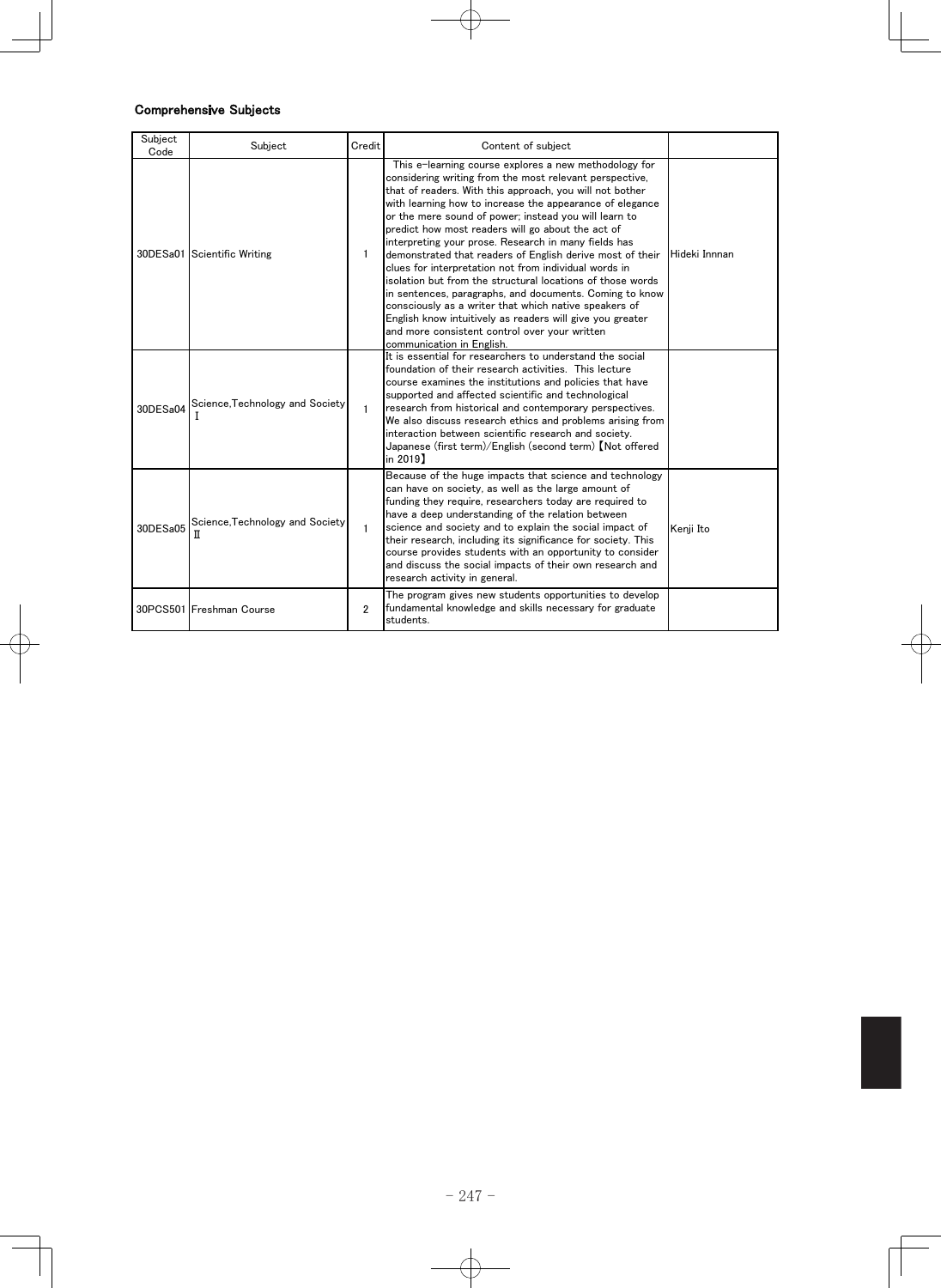**Comprehensive Subjects**

| Subject Code | Subject | Credit | Content of subject | |
|---|---|---|---|---|
| 30DESa01 | Scientific Writing | 1 | This e-learning course explores a new methodology for considering writing from the most relevant perspective, that of readers. With this approach, you will not bother with learning how to increase the appearance of elegance or the mere sound of power; instead you will learn to predict how most readers will go about the act of interpreting your prose. Research in many fields has demonstrated that readers of English derive most of their clues for interpretation not from individual words in isolation but from the structural locations of those words in sentences, paragraphs, and documents. Coming to know consciously as a writer that which native speakers of English know intuitively as readers will give you greater and more consistent control over your written communication in English. | Hideki Innnan |
| 30DESa04 | Science,Technology and Society Ⅰ | 1 | It is essential for researchers to understand the social foundation of their research activities. This lecture course examines the institutions and policies that have supported and affected scientific and technological research from historical and contemporary perspectives. We also discuss research ethics and problems arising from interaction between scientific research and society. Japanese (first term)/English (second term) 【Not offered in 2019】 | |
| 30DESa05 | Science,Technology and Society Ⅱ | 1 | Because of the huge impacts that science and technology can have on society, as well as the large amount of funding they require, researchers today are required to have a deep understanding of the relation between science and society and to explain the social impact of their research, including its significance for society. This course provides students with an opportunity to consider and discuss the social impacts of their own research and research activity in general. | Kenji Ito |
| 30PCS501 | Freshman Course | 2 | The program gives new students opportunities to develop fundamental knowledge and skills necessary for graduate students. | |